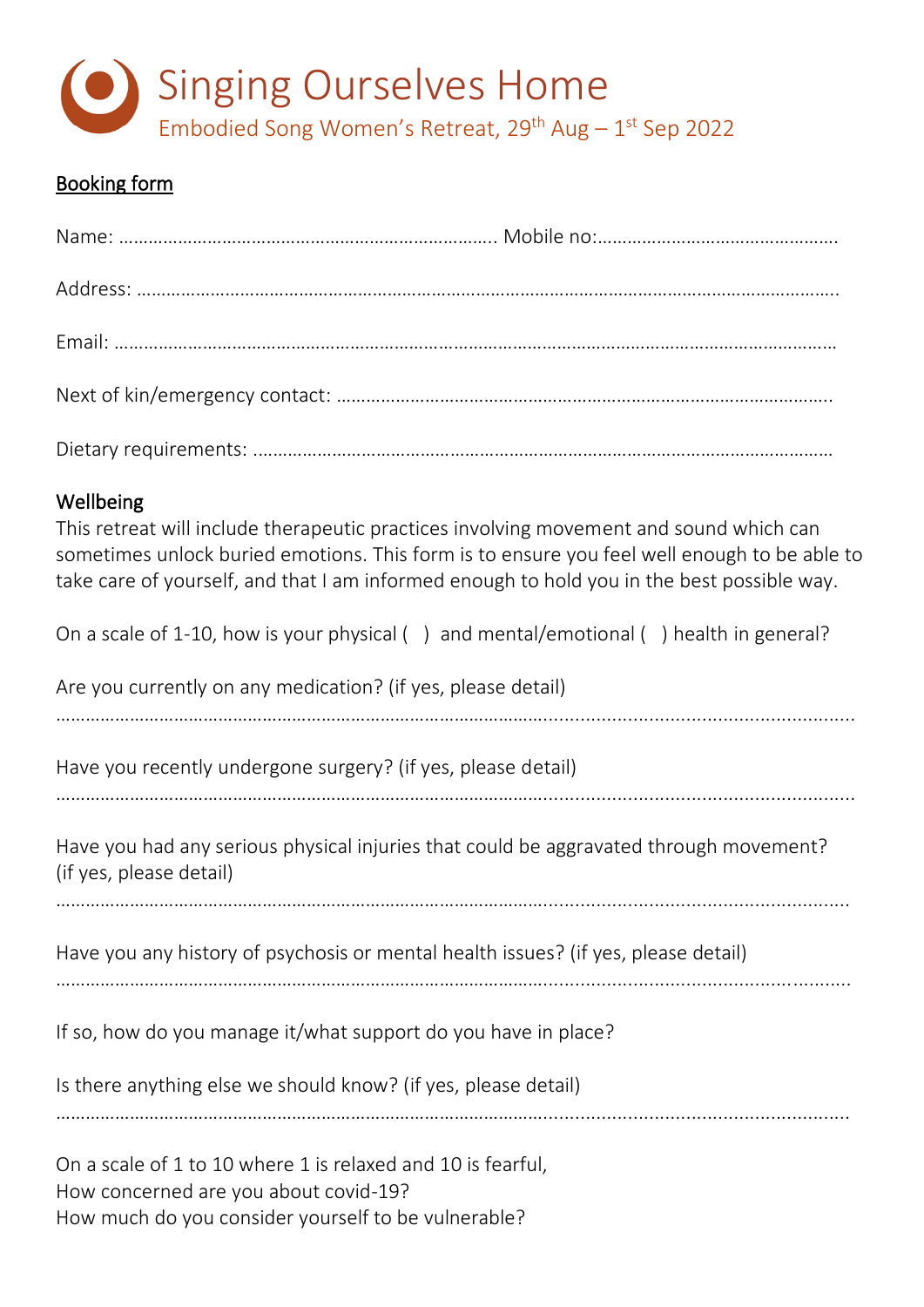# Singing Ourselves Home

Embodied Song Women's Retreat, 29th Aug – 1st Sep 2022

## Booking form

Name: ………………………………………………………………….. Mobile no:…………………………………………

Address: …………………………………………………………………………………………………………………….

Email: ……………………………………………………………………………………………………………………….

Next of kin/emergency contact: …………………………………………………………………………………….

Dietary requirements: ………………………………………………………………………………………………….

### Wellbeing

This retreat will include therapeutic practices involving movement and sound which can sometimes unlock buried emotions. This form is to ensure you feel well enough to be able to take care of yourself, and that I am informed enough to hold you in the best possible way.

On a scale of 1-10, how is your physical (   ) and mental/emotional (   ) health in general?

Are you currently on any medication? (if yes, please detail)

……………………………………………………………………………………………………………………………………

Have you recently undergone surgery? (if yes, please detail)

……………………………………………………………………………………………………………………………………

Have you had any serious physical injuries that could be aggravated through movement? (if yes, please detail)

……………………………………………………………………………………………………………………………………

Have you any history of psychosis or mental health issues? (if yes, please detail)

……………………………………………………………………………………………………………………………………

If so, how do you manage it/what support do you have in place?

Is there anything else we should know? (if yes, please detail)

……………………………………………………………………………………………………………………………………

On a scale of 1 to 10 where 1 is relaxed and 10 is fearful,
How concerned are you about covid-19?
How much do you consider yourself to be vulnerable?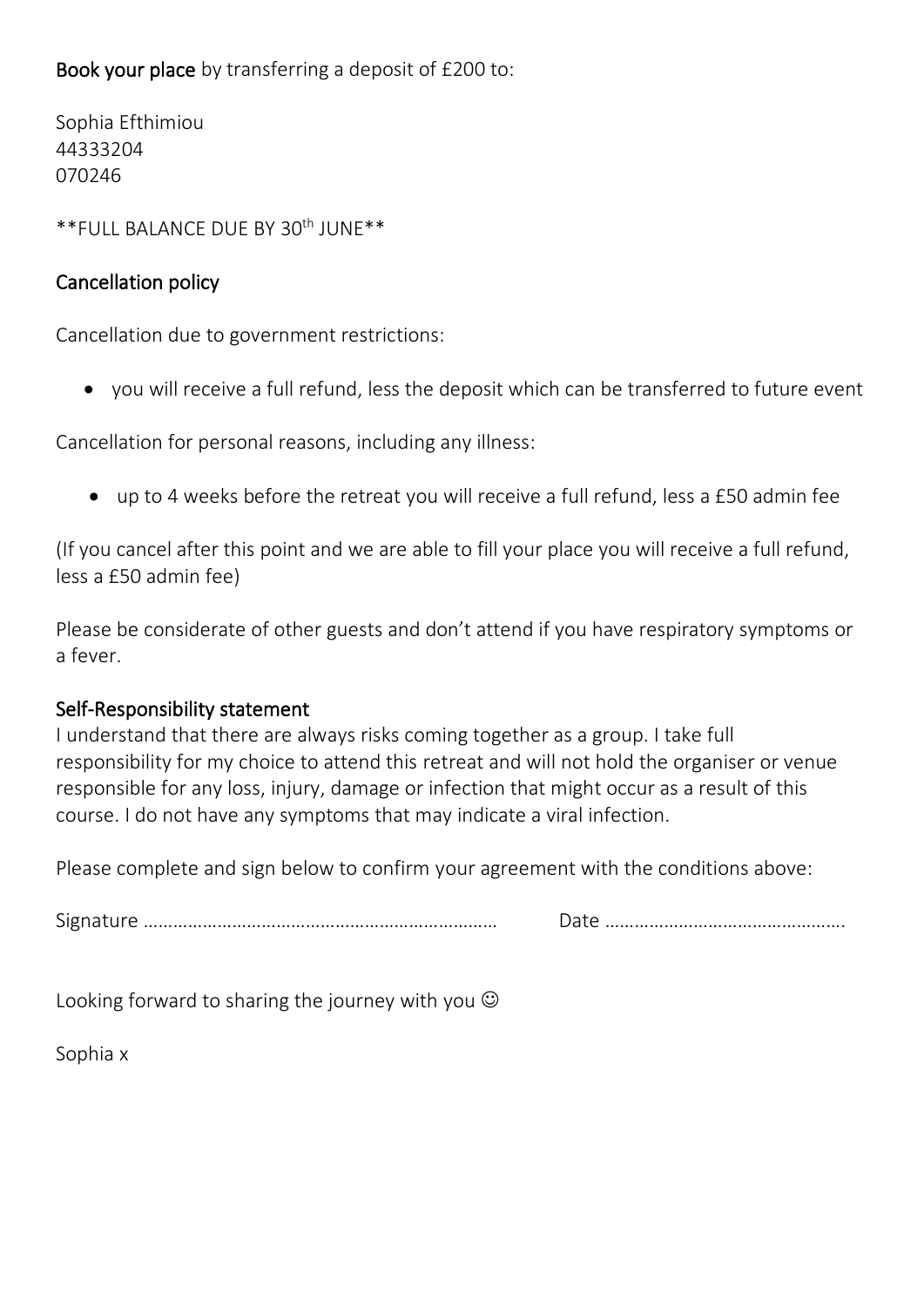**Book your place** by transferring a deposit of £200 to:

Sophia Efthimiou
44333204
070246

**FULL BALANCE DUE BY 30th JUNE**

## Cancellation policy

Cancellation due to government restrictions:

- you will receive a full refund, less the deposit which can be transferred to future event

Cancellation for personal reasons, including any illness:

- up to 4 weeks before the retreat you will receive a full refund, less a £50 admin fee

(If you cancel after this point and we are able to fill your place you will receive a full refund, less a £50 admin fee)

Please be considerate of other guests and don't attend if you have respiratory symptoms or a fever.

## Self-Responsibility statement

I understand that there are always risks coming together as a group. I take full responsibility for my choice to attend this retreat and will not hold the organiser or venue responsible for any loss, injury, damage or infection that might occur as a result of this course. I do not have any symptoms that may indicate a viral infection.

Please complete and sign below to confirm your agreement with the conditions above:

Signature ……………………………………………………………… Date ………………………………………….

Looking forward to sharing the journey with you ☺

Sophia x